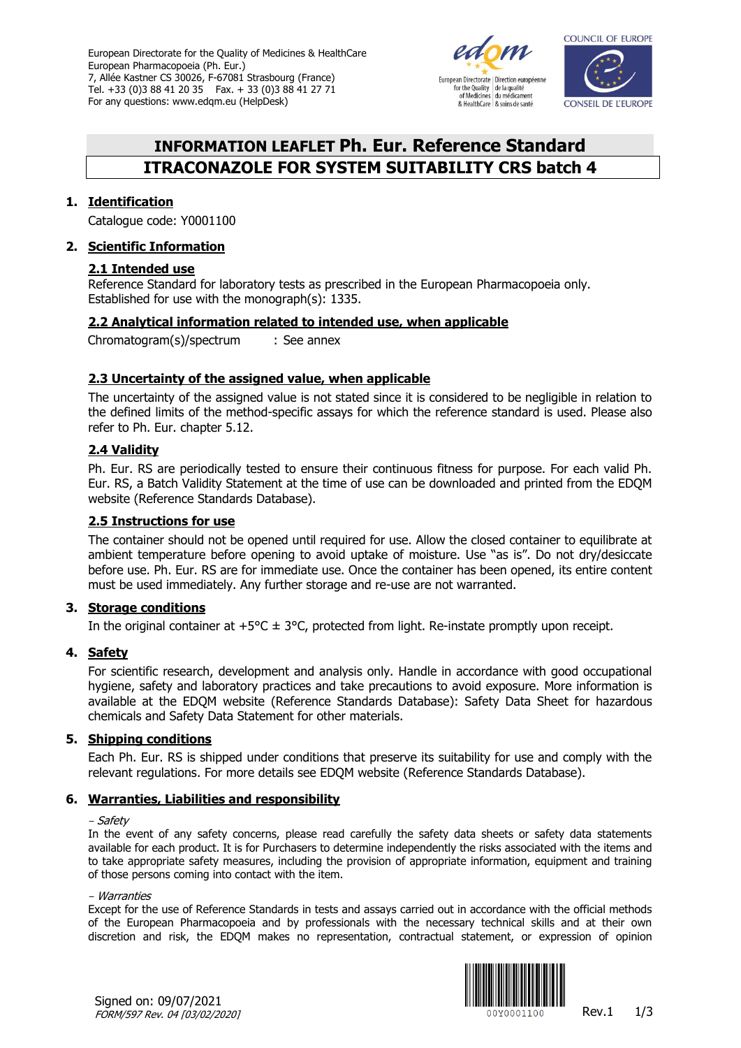European Directorate for the Quality of Medicines & HealthCare
European Pharmacopoeia (Ph. Eur.)
7, Allée Kastner CS 30026, F-67081 Strasbourg (France)
Tel. +33 (0)3 88 41 20 35 Fax. + 33 (0)3 88 41 27 71
For any questions: www.edqm.eu (HelpDesk)

# INFORMATION LEAFLET Ph. Eur. Reference Standard
# ITRACONAZOLE FOR SYSTEM SUITABILITY CRS batch 4

## 1. Identification

Catalogue code: Y0001100

## 2. Scientific Information

### 2.1 Intended use

Reference Standard for laboratory tests as prescribed in the European Pharmacopoeia only.
Established for use with the monograph(s): 1335.

### 2.2 Analytical information related to intended use, when applicable

Chromatogram(s)/spectrum : See annex

### 2.3 Uncertainty of the assigned value, when applicable

The uncertainty of the assigned value is not stated since it is considered to be negligible in relation to the defined limits of the method-specific assays for which the reference standard is used. Please also refer to Ph. Eur. chapter 5.12.

### 2.4 Validity

Ph. Eur. RS are periodically tested to ensure their continuous fitness for purpose. For each valid Ph. Eur. RS, a Batch Validity Statement at the time of use can be downloaded and printed from the EDQM website (Reference Standards Database).

### 2.5 Instructions for use

The container should not be opened until required for use. Allow the closed container to equilibrate at ambient temperature before opening to avoid uptake of moisture. Use "as is". Do not dry/desiccate before use. Ph. Eur. RS are for immediate use. Once the container has been opened, its entire content must be used immediately. Any further storage and re-use are not warranted.

## 3. Storage conditions

In the original container at +5°C ± 3°C, protected from light. Re-instate promptly upon receipt.

## 4. Safety

For scientific research, development and analysis only. Handle in accordance with good occupational hygiene, safety and laboratory practices and take precautions to avoid exposure. More information is available at the EDQM website (Reference Standards Database): Safety Data Sheet for hazardous chemicals and Safety Data Statement for other materials.

## 5. Shipping conditions

Each Ph. Eur. RS is shipped under conditions that preserve its suitability for use and comply with the relevant regulations. For more details see EDQM website (Reference Standards Database).

## 6. Warranties, Liabilities and responsibility

- *Safety*

In the event of any safety concerns, please read carefully the safety data sheets or safety data statements available for each product. It is for Purchasers to determine independently the risks associated with the items and to take appropriate safety measures, including the provision of appropriate information, equipment and training of those persons coming into contact with the item.

- *Warranties*

Except for the use of Reference Standards in tests and assays carried out in accordance with the official methods of the European Pharmacopoeia and by professionals with the necessary technical skills and at their own discretion and risk, the EDQM makes no representation, contractual statement, or expression of opinion

Signed on: 09/07/2021
*FORM/597 Rev. 04 [03/02/2020]*

00Y0001100 Rev.1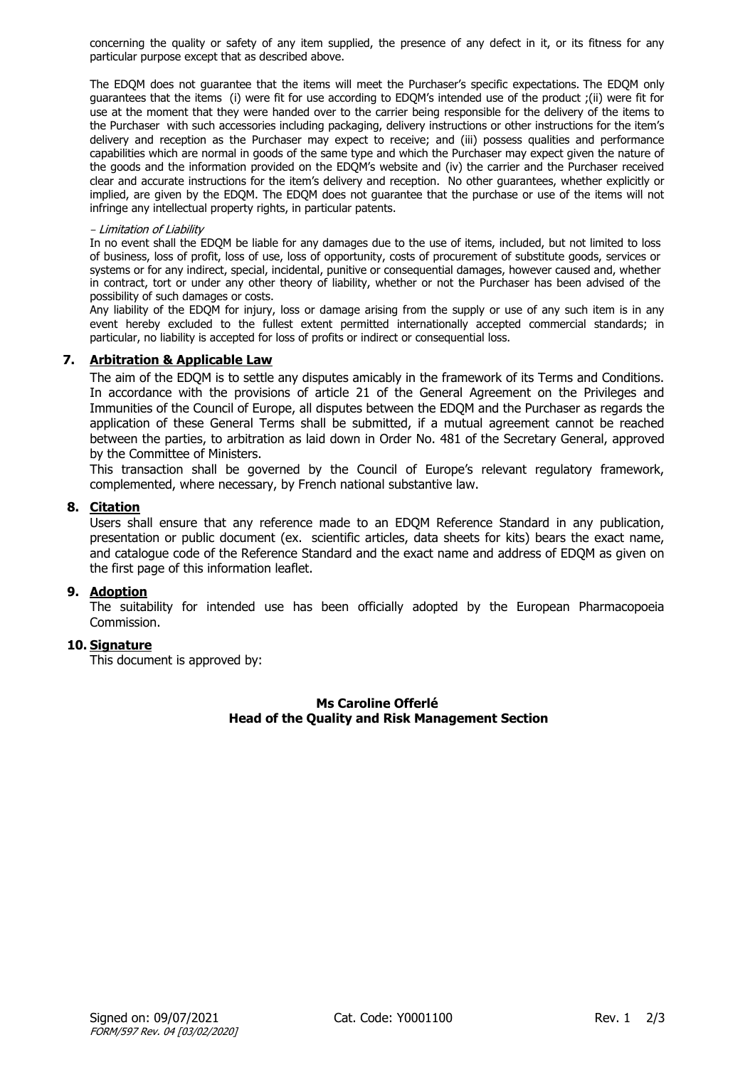concerning the quality or safety of any item supplied, the presence of any defect in it, or its fitness for any particular purpose except that as described above.

The EDQM does not guarantee that the items will meet the Purchaser's specific expectations. The EDQM only guarantees that the items (i) were fit for use according to EDQM's intended use of the product ;(ii) were fit for use at the moment that they were handed over to the carrier being responsible for the delivery of the items to the Purchaser with such accessories including packaging, delivery instructions or other instructions for the item's delivery and reception as the Purchaser may expect to receive; and (iii) possess qualities and performance capabilities which are normal in goods of the same type and which the Purchaser may expect given the nature of the goods and the information provided on the EDQM's website and (iv) the carrier and the Purchaser received clear and accurate instructions for the item's delivery and reception. No other guarantees, whether explicitly or implied, are given by the EDQM. The EDQM does not guarantee that the purchase or use of the items will not infringe any intellectual property rights, in particular patents.

– *Limitation of Liability*

In no event shall the EDQM be liable for any damages due to the use of items, included, but not limited to loss of business, loss of profit, loss of use, loss of opportunity, costs of procurement of substitute goods, services or systems or for any indirect, special, incidental, punitive or consequential damages, however caused and, whether in contract, tort or under any other theory of liability, whether or not the Purchaser has been advised of the possibility of such damages or costs.

Any liability of the EDQM for injury, loss or damage arising from the supply or use of any such item is in any event hereby excluded to the fullest extent permitted internationally accepted commercial standards; in particular, no liability is accepted for loss of profits or indirect or consequential loss.

## 7. Arbitration & Applicable Law

The aim of the EDQM is to settle any disputes amicably in the framework of its Terms and Conditions. In accordance with the provisions of article 21 of the General Agreement on the Privileges and Immunities of the Council of Europe, all disputes between the EDQM and the Purchaser as regards the application of these General Terms shall be submitted, if a mutual agreement cannot be reached between the parties, to arbitration as laid down in Order No. 481 of the Secretary General, approved by the Committee of Ministers.

This transaction shall be governed by the Council of Europe's relevant regulatory framework, complemented, where necessary, by French national substantive law.

## 8. Citation

Users shall ensure that any reference made to an EDQM Reference Standard in any publication, presentation or public document (ex. scientific articles, data sheets for kits) bears the exact name, and catalogue code of the Reference Standard and the exact name and address of EDQM as given on the first page of this information leaflet.

## 9. Adoption

The suitability for intended use has been officially adopted by the European Pharmacopoeia Commission.

## 10. Signature

This document is approved by:

**Ms Caroline Offerlé**
**Head of the Quality and Risk Management Section**

Signed on: 09/07/2021 Cat. Code: Y0001100 Rev. 1

*FORM/597 Rev. 04 [03/02/2020]*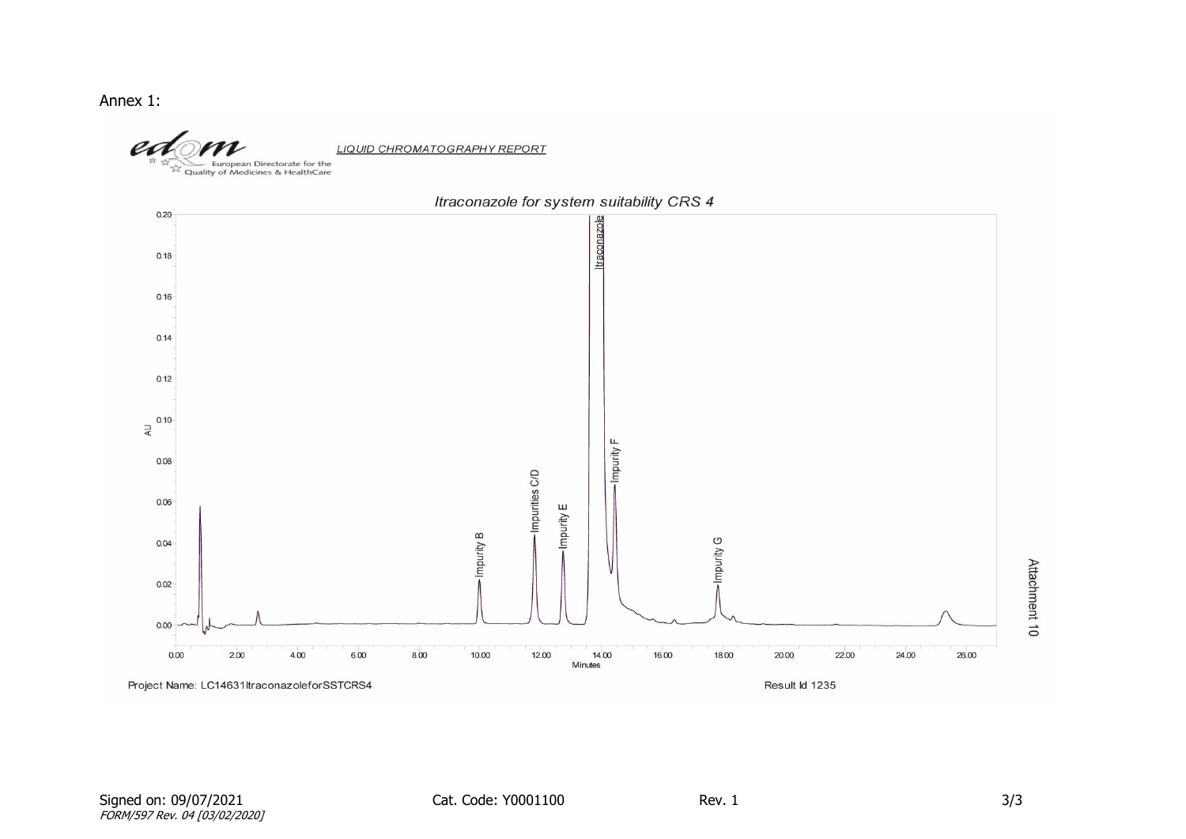Annex 1:

edqm European Directorate for the Quality of Medicines & HealthCare

LIQUID CHROMATOGRAPHY REPORT

Itraconazole for system suitability CRS 4

AU

0.20
0.18
0.16
0.14
0.12
0.10
0.08
0.06
0.04
0.02
0.00

Impurity B
Impurities C/D
Impurity E
Itraconazole
Impurity F
Impurity G

0.00 2.00 4.00 6.00 8.00 10.00 12.00 14.00 16.00 18.00 20.00 22.00 24.00 26.00

Minutes

Project Name: LC14631ItraconazoleforSSTCRS4

Result Id 1235

Attachment 10

Signed on: 09/07/2021

*FORM/597 Rev. 04 [03/02/2020]*

Cat. Code: Y0001100

Rev. 1